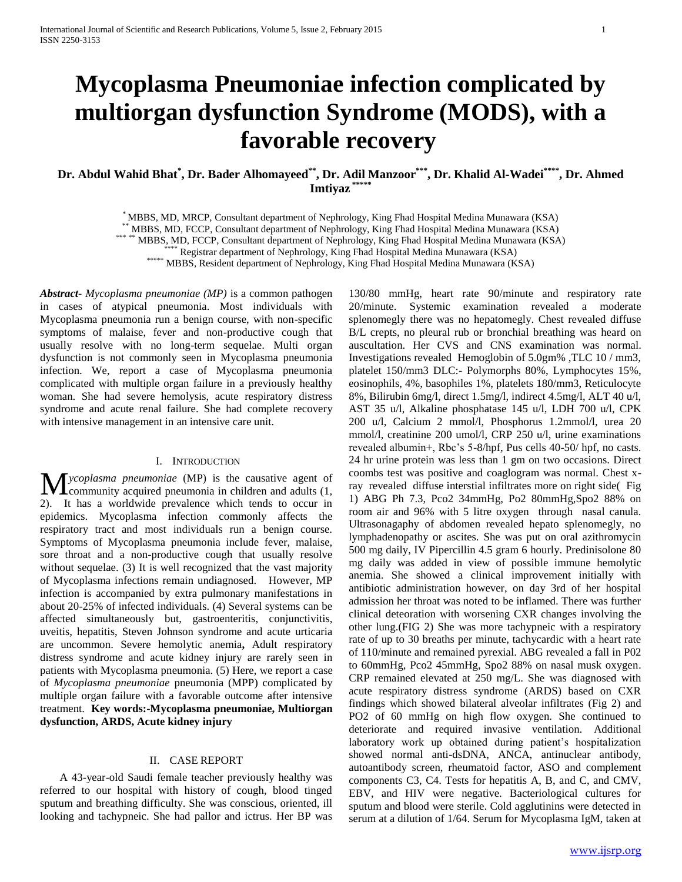# Mycoplasma Pneumoniae infection complicated by multiorgan dysfunction Syndrome (MODS), with a favorable recovery

**Dr. Abdul Wahid Bhat[*], Dr. Bader Alhomayeed[**], Dr. Adil Manzoor[***], Dr. Khalid Al-Wadei[****], Dr. Ahmed Imtiyaz[*****]**

[*] MBBS, MD, MRCP, Consultant department of Nephrology, King Fhad Hospital Medina Munawara (KSA)
[**] MBBS, MD, FCCP, Consultant department of Nephrology, King Fhad Hospital Medina Munawara (KSA)
[*** **] MBBS, MD, FCCP, Consultant department of Nephrology, King Fhad Hospital Medina Munawara (KSA)
[****] Registrar department of Nephrology, King Fhad Hospital Medina Munawara (KSA)
[*****] MBBS, Resident department of Nephrology, King Fhad Hospital Medina Munawara (KSA)

***Abstract-*** *Mycoplasma pneumoniae (MP)* is a common pathogen in cases of atypical pneumonia. Most individuals with Mycoplasma pneumonia run a benign course, with non-specific symptoms of malaise, fever and non-productive cough that usually resolve with no long-term sequelae. Multi organ dysfunction is not commonly seen in Mycoplasma pneumonia infection. We, report a case of Mycoplasma pneumonia complicated with multiple organ failure in a previously healthy woman. She had severe hemolysis, acute respiratory distress syndrome and acute renal failure. She had complete recovery with intensive management in an intensive care unit.

## I. Introduction

*Mycoplasma pneumoniae* (MP) is the causative agent of community acquired pneumonia in children and adults (1, 2). It has a worldwide prevalence which tends to occur in epidemics. Mycoplasma infection commonly affects the respiratory tract and most individuals run a benign course. Symptoms of Mycoplasma pneumonia include fever, malaise, sore throat and a non-productive cough that usually resolve without sequelae. (3) It is well recognized that the vast majority of Mycoplasma infections remain undiagnosed. However, MP infection is accompanied by extra pulmonary manifestations in about 20-25% of infected individuals. (4) Several systems can be affected simultaneously but, gastroenteritis, conjunctivitis, uveitis, hepatitis, Steven Johnson syndrome and acute urticaria are uncommon. Severe hemolytic anemia**,** Adult respiratory distress syndrome and acute kidney injury are rarely seen in patients with Mycoplasma pneumonia. (5) Here, we report a case of *Mycoplasma pneumoniae* pneumonia (MPP) complicated by multiple organ failure with a favorable outcome after intensive treatment. **Key words:-Mycoplasma pneumoniae, Multiorgan dysfunction, ARDS, Acute kidney injury**

## II. Case Report

A 43-year-old Saudi female teacher previously healthy was referred to our hospital with history of cough, blood tinged sputum and breathing difficulty. She was conscious, oriented, ill looking and tachypneic. She had pallor and ictrus. Her BP was 130/80 mmHg, heart rate 90/minute and respiratory rate 20/minute. Systemic examination revealed a moderate splenomegly there was no hepatomegly. Chest revealed diffuse B/L crepts, no pleural rub or bronchial breathing was heard on auscultation. Her CVS and CNS examination was normal. Investigations revealed Hemoglobin of 5.0gm% ,TLC 10 / mm3, platelet 150/mm3 DLC:- Polymorphs 80%, Lymphocytes 15%, eosinophils, 4%, basophiles 1%, platelets 180/mm3, Reticulocyte 8%, Bilirubin 6mg/l, direct 1.5mg/l, indirect 4.5mg/l, ALT 40 u/l, AST 35 u/l, Alkaline phosphatase 145 u/l, LDH 700 u/l, CPK 200 u/l, Calcium 2 mmol/l, Phosphorus 1.2mmol/l, urea 20 mmol/l, creatinine 200 umol/l, CRP 250 u/l, urine examinations revealed albumin+, Rbc's 5-8/hpf, Pus cells 40-50/ hpf, no casts. 24 hr urine protein was less than 1 gm on two occasions. Direct coombs test was positive and coaglogram was normal. Chest x-ray revealed diffuse interstial infiltrates more on right side( Fig 1) ABG Ph 7.3, Pco2 34mmHg, Po2 80mmHg,Spo2 88% on room air and 96% with 5 litre oxygen through nasal canula. Ultrasonagaphy of abdomen revealed hepato splenomegly, no lymphadenopathy or ascites. She was put on oral azithromycin 500 mg daily, IV Pipercillin 4.5 gram 6 hourly. Predinisolone 80 mg daily was added in view of possible immune hemolytic anemia. She showed a clinical improvement initially with antibiotic administration however, on day 3rd of her hospital admission her throat was noted to be inflamed. There was further clinical deteoration with worsening CXR changes involving the other lung.(FIG 2) She was more tachypneic with a respiratory rate of up to 30 breaths per minute, tachycardic with a heart rate of 110/minute and remained pyrexial. ABG revealed a fall in P02 to 60mmHg, Pco2 45mmHg, Spo2 88% on nasal musk oxygen. CRP remained elevated at 250 mg/L. She was diagnosed with acute respiratory distress syndrome (ARDS) based on CXR findings which showed bilateral alveolar infiltrates (Fig 2) and PO2 of 60 mmHg on high flow oxygen. She continued to deteriorate and required invasive ventilation. Additional laboratory work up obtained during patient's hospitalization showed normal anti-dsDNA, ANCA, antinuclear antibody, autoantibody screen, rheumatoid factor, ASO and complement components C3, C4. Tests for hepatitis A, B, and C, and CMV, EBV, and HIV were negative. Bacteriological cultures for sputum and blood were sterile. Cold agglutinins were detected in serum at a dilution of 1/64. Serum for Mycoplasma IgM, taken at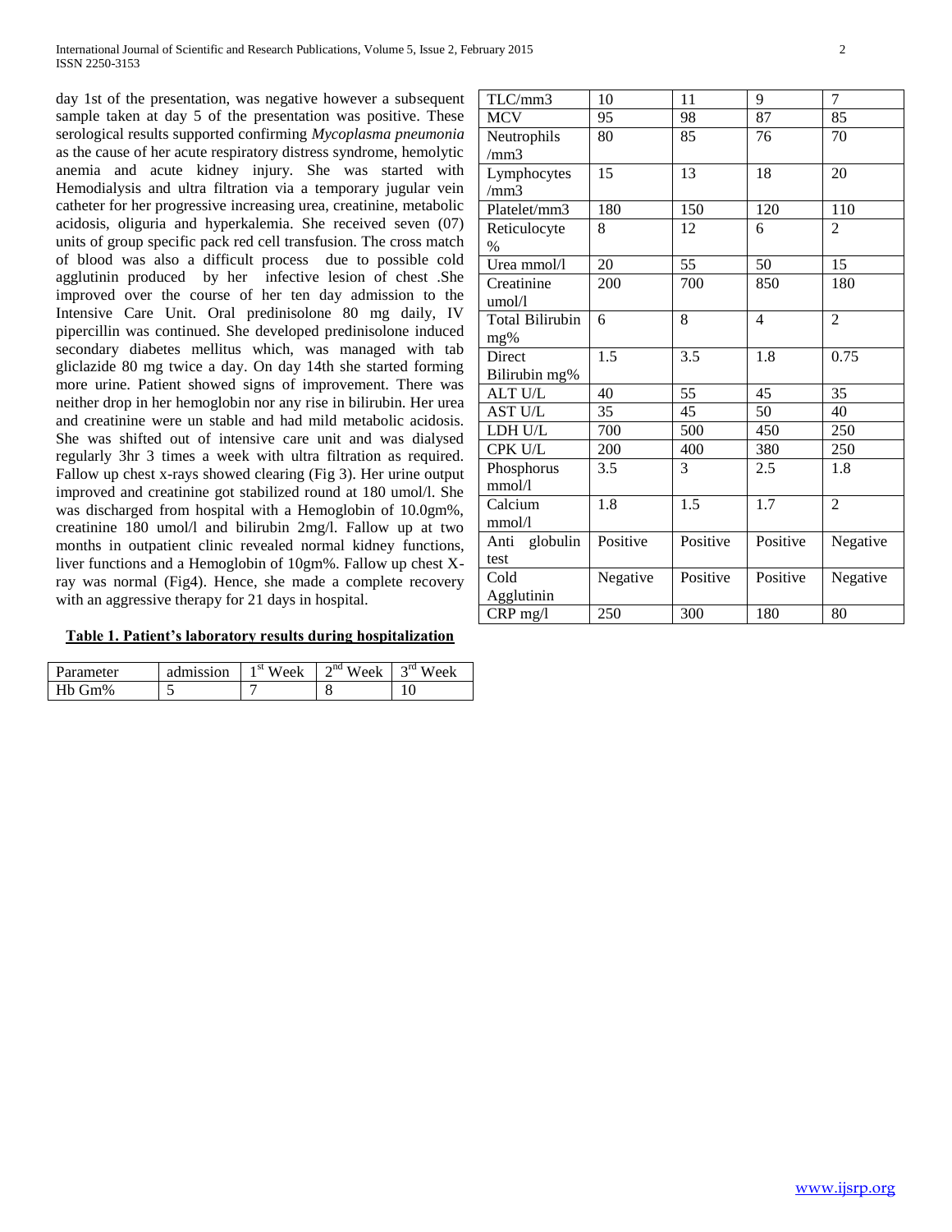day 1st of the presentation, was negative however a subsequent sample taken at day 5 of the presentation was positive. These serological results supported confirming *Mycoplasma pneumonia* as the cause of her acute respiratory distress syndrome, hemolytic anemia and acute kidney injury. She was started with Hemodialysis and ultra filtration via a temporary jugular vein catheter for her progressive increasing urea, creatinine, metabolic acidosis, oliguria and hyperkalemia. She received seven (07) units of group specific pack red cell transfusion. The cross match of blood was also a difficult process due to possible cold agglutinin produced by her infective lesion of chest .She improved over the course of her ten day admission to the Intensive Care Unit. Oral predinisolone 80 mg daily, IV pipercillin was continued. She developed predinisolone induced secondary diabetes mellitus which, was managed with tab gliclazide 80 mg twice a day. On day 14th she started forming more urine. Patient showed signs of improvement. There was neither drop in her hemoglobin nor any rise in bilirubin. Her urea and creatinine were un stable and had mild metabolic acidosis. She was shifted out of intensive care unit and was dialysed regularly 3hr 3 times a week with ultra filtration as required. Fallow up chest x-rays showed clearing (Fig 3). Her urine output improved and creatinine got stabilized round at 180 umol/l. She was discharged from hospital with a Hemoglobin of 10.0gm%, creatinine 180 umol/l and bilirubin 2mg/l. Fallow up at two months in outpatient clinic revealed normal kidney functions, liver functions and a Hemoglobin of 10gm%. Fallow up chest X-ray was normal (Fig4). Hence, she made a complete recovery with an aggressive therapy for 21 days in hospital.

**Table 1. Patient's laboratory results during hospitalization**

| Parameter | admission | 1st Week | 2nd Week | 3rd Week |
|---|---|---|---|---|
| Hb Gm% | 5 | 7 | 8 | 10 |
| TLC/mm3 | 10 | 11 | 9 | 7 |
| MCV | 95 | 98 | 87 | 85 |
| Neutrophils /mm3 | 80 | 85 | 76 | 70 |
| Lymphocytes /mm3 | 15 | 13 | 18 | 20 |
| Platelet/mm3 | 180 | 150 | 120 | 110 |
| Reticulocyte % | 8 | 12 | 6 | 2 |
| Urea mmol/l | 20 | 55 | 50 | 15 |
| Creatinine umol/l | 200 | 700 | 850 | 180 |
| Total Bilirubin mg% | 6 | 8 | 4 | 2 |
| Direct Bilirubin mg% | 1.5 | 3.5 | 1.8 | 0.75 |
| ALT U/L | 40 | 55 | 45 | 35 |
| AST U/L | 35 | 45 | 50 | 40 |
| LDH U/L | 700 | 500 | 450 | 250 |
| CPK U/L | 200 | 400 | 380 | 250 |
| Phosphorus mmol/l | 3.5 | 3 | 2.5 | 1.8 |
| Calcium mmol/l | 1.8 | 1.5 | 1.7 | 2 |
| Anti globulin test | Positive | Positive | Positive | Negative |
| Cold Agglutinin | Negative | Positive | Positive | Negative |
| CRP mg/l | 250 | 300 | 180 | 80 |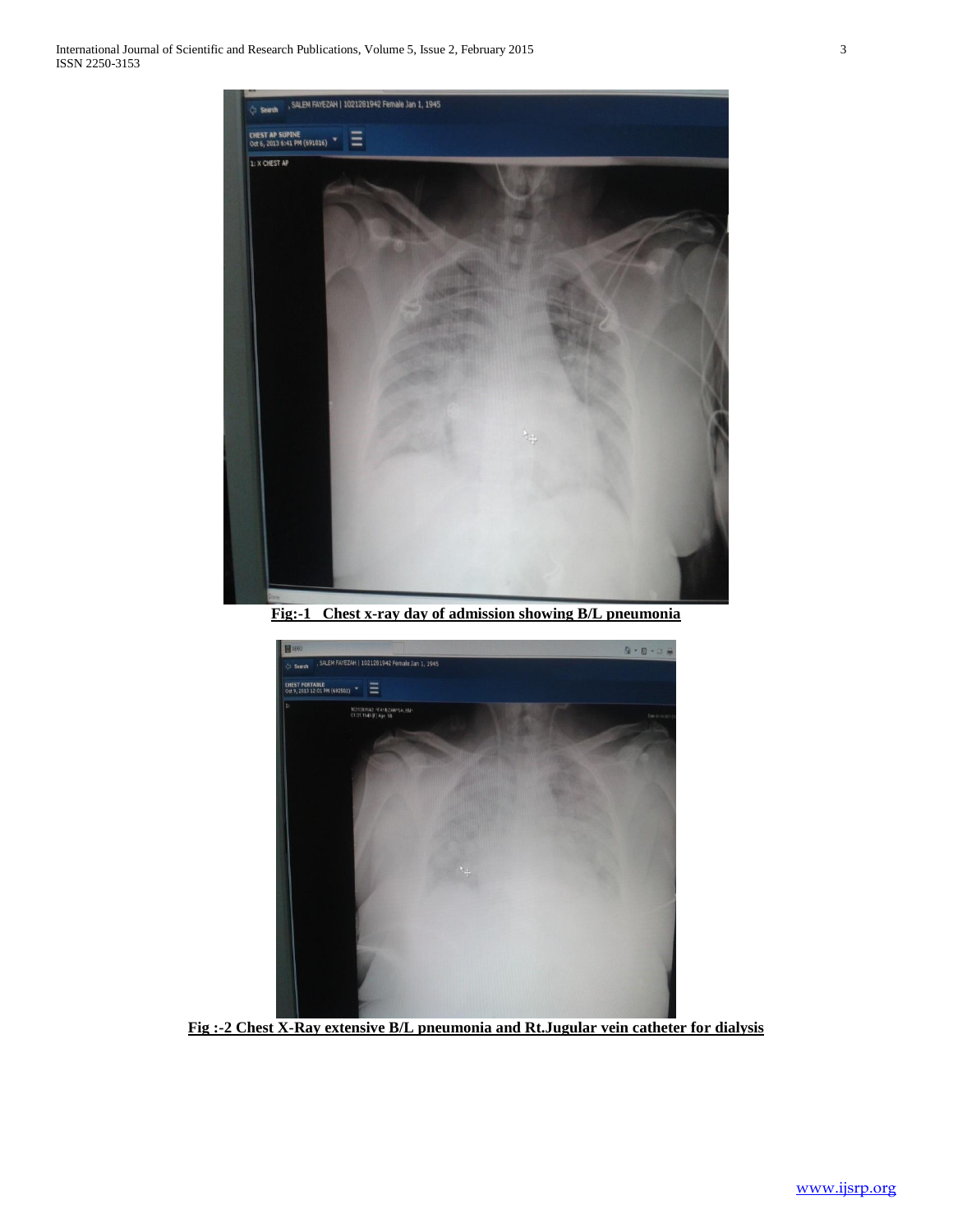**Fig:-1 Chest x-ray day of admission showing B/L pneumonia**

**Fig :-2 Chest X-Ray extensive B/L pneumonia and Rt.Jugular vein catheter for dialysis**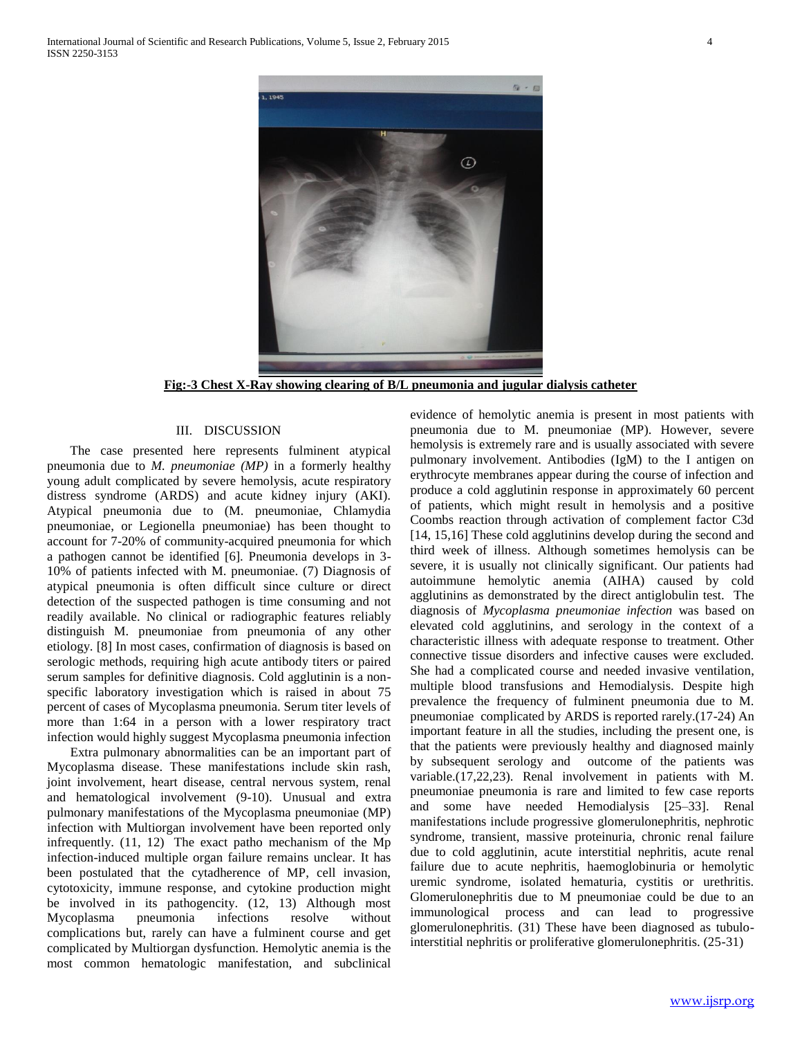**Fig:-3 Chest X-Ray showing clearing of B/L pneumonia and jugular dialysis catheter**

## III. DISCUSSION

The case presented here represents fulminent atypical pneumonia due to *M. pneumoniae (MP)* in a formerly healthy young adult complicated by severe hemolysis, acute respiratory distress syndrome (ARDS) and acute kidney injury (AKI). Atypical pneumonia due to (M. pneumoniae, Chlamydia pneumoniae, or Legionella pneumoniae) has been thought to account for 7-20% of community-acquired pneumonia for which a pathogen cannot be identified [6]. Pneumonia develops in 3-10% of patients infected with M. pneumoniae. (7) Diagnosis of atypical pneumonia is often difficult since culture or direct detection of the suspected pathogen is time consuming and not readily available. No clinical or radiographic features reliably distinguish M. pneumoniae from pneumonia of any other etiology. [8] In most cases, confirmation of diagnosis is based on serologic methods, requiring high acute antibody titers or paired serum samples for definitive diagnosis. Cold agglutinin is a non-specific laboratory investigation which is raised in about 75 percent of cases of Mycoplasma pneumonia. Serum titer levels of more than 1:64 in a person with a lower respiratory tract infection would highly suggest Mycoplasma pneumonia infection

Extra pulmonary abnormalities can be an important part of Mycoplasma disease. These manifestations include skin rash, joint involvement, heart disease, central nervous system, renal and hematological involvement (9-10). Unusual and extra pulmonary manifestations of the Mycoplasma pneumoniae (MP) infection with Multiorgan involvement have been reported only infrequently. (11, 12) The exact patho mechanism of the Mp infection-induced multiple organ failure remains unclear. It has been postulated that the cytadherence of MP, cell invasion, cytotoxicity, immune response, and cytokine production might be involved in its pathogencity. (12, 13) Although most Mycoplasma pneumonia infections resolve without complications but, rarely can have a fulminent course and get complicated by Multiorgan dysfunction. Hemolytic anemia is the most common hematologic manifestation, and subclinical evidence of hemolytic anemia is present in most patients with pneumonia due to M. pneumoniae (MP). However, severe hemolysis is extremely rare and is usually associated with severe pulmonary involvement. Antibodies (IgM) to the I antigen on erythrocyte membranes appear during the course of infection and produce a cold agglutinin response in approximately 60 percent of patients, which might result in hemolysis and a positive Coombs reaction through activation of complement factor C3d [14, 15,16] These cold agglutinins develop during the second and third week of illness. Although sometimes hemolysis can be severe, it is usually not clinically significant. Our patients had autoimmune hemolytic anemia (AIHA) caused by cold agglutinins as demonstrated by the direct antiglobulin test. The diagnosis of *Mycoplasma pneumoniae infection* was based on elevated cold agglutinins, and serology in the context of a characteristic illness with adequate response to treatment. Other connective tissue disorders and infective causes were excluded. She had a complicated course and needed invasive ventilation, multiple blood transfusions and Hemodialysis. Despite high prevalence the frequency of fulminent pneumonia due to M. pneumoniae complicated by ARDS is reported rarely.(17-24) An important feature in all the studies, including the present one, is that the patients were previously healthy and diagnosed mainly by subsequent serology and outcome of the patients was variable.(17,22,23). Renal involvement in patients with M. pneumoniae pneumonia is rare and limited to few case reports and some have needed Hemodialysis [25–33]. Renal manifestations include progressive glomerulonephritis, nephrotic syndrome, transient, massive proteinuria, chronic renal failure due to cold agglutinin, acute interstitial nephritis, acute renal failure due to acute nephritis, haemoglobinuria or hemolytic uremic syndrome, isolated hematuria, cystitis or urethritis. Glomerulonephritis due to M pneumoniae could be due to an immunological process and can lead to progressive glomerulonephritis. (31) These have been diagnosed as tubulo-interstitial nephritis or proliferative glomerulonephritis. (25-31)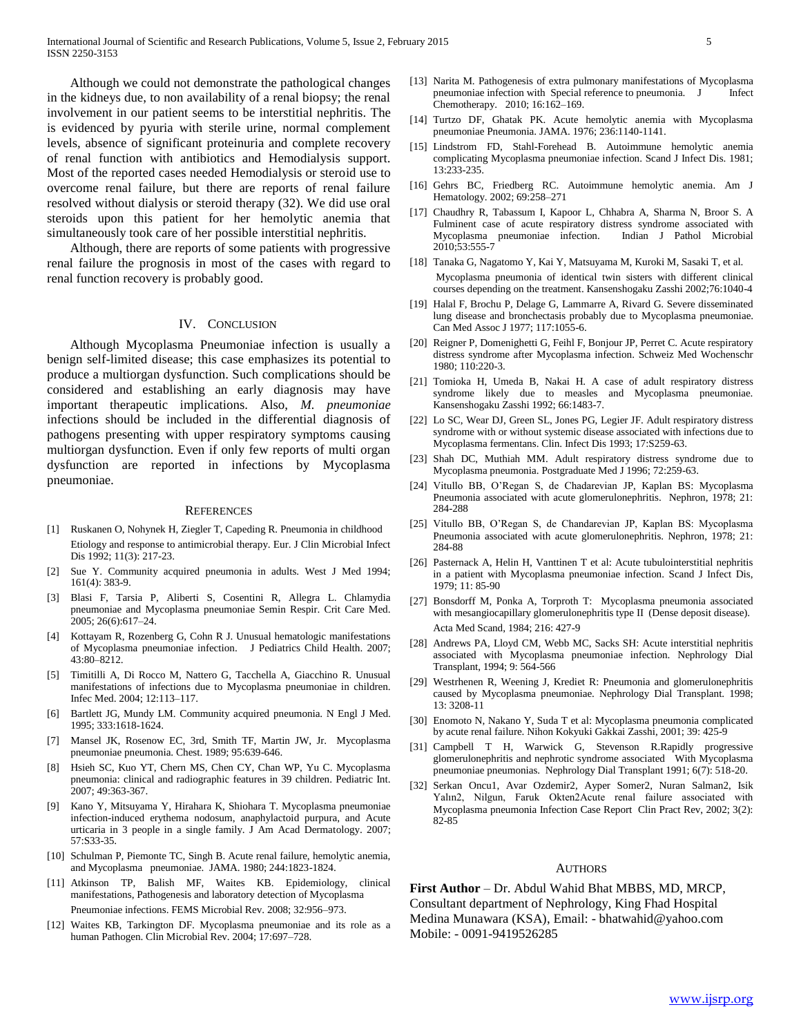Although we could not demonstrate the pathological changes in the kidneys due, to non availability of a renal biopsy; the renal involvement in our patient seems to be interstitial nephritis. The is evidenced by pyuria with sterile urine, normal complement levels, absence of significant proteinuria and complete recovery of renal function with antibiotics and Hemodialysis support. Most of the reported cases needed Hemodialysis or steroid use to overcome renal failure, but there are reports of renal failure resolved without dialysis or steroid therapy (32). We did use oral steroids upon this patient for her hemolytic anemia that simultaneously took care of her possible interstitial nephritis.

Although, there are reports of some patients with progressive renal failure the prognosis in most of the cases with regard to renal function recovery is probably good.

## IV. Conclusion

Although Mycoplasma Pneumoniae infection is usually a benign self-limited disease; this case emphasizes its potential to produce a multiorgan dysfunction. Such complications should be considered and establishing an early diagnosis may have important therapeutic implications. Also, *M. pneumoniae* infections should be included in the differential diagnosis of pathogens presenting with upper respiratory symptoms causing multiorgan dysfunction. Even if only few reports of multi organ dysfunction are reported in infections by Mycoplasma pneumoniae.

## References

[1] Ruskanen O, Nohynek H, Ziegler T, Capeding R. Pneumonia in childhood Etiology and response to antimicrobial therapy. Eur. J Clin Microbial Infect Dis 1992; 11(3): 217-23.

[2] Sue Y. Community acquired pneumonia in adults. West J Med 1994; 161(4): 383-9.

[3] Blasi F, Tarsia P, Aliberti S, Cosentini R, Allegra L. Chlamydia pneumoniae and Mycoplasma pneumoniae Semin Respir. Crit Care Med. 2005; 26(6):617–24.

[4] Kottayam R, Rozenberg G, Cohn R J. Unusual hematologic manifestations of Mycoplasma pneumoniae infection. J Pediatrics Child Health. 2007; 43:80–8212.

[5] Timitilli A, Di Rocco M, Nattero G, Tacchella A, Giacchino R. Unusual manifestations of infections due to Mycoplasma pneumoniae in children. Infec Med. 2004; 12:113–117.

[6] Bartlett JG, Mundy LM. Community acquired pneumonia. N Engl J Med. 1995; 333:1618-1624.

[7] Mansel JK, Rosenow EC, 3rd, Smith TF, Martin JW, Jr. Mycoplasma pneumoniae pneumonia. Chest. 1989; 95:639-646.

[8] Hsieh SC, Kuo YT, Chern MS, Chen CY, Chan WP, Yu C. Mycoplasma pneumonia: clinical and radiographic features in 39 children. Pediatric Int. 2007; 49:363-367.

[9] Kano Y, Mitsuyama Y, Hirahara K, Shiohara T. Mycoplasma pneumoniae infection-induced erythema nodosum, anaphylactoid purpura, and Acute urticaria in 3 people in a single family. J Am Acad Dermatology. 2007; 57:S33-35.

[10] Schulman P, Piemonte TC, Singh B. Acute renal failure, hemolytic anemia, and Mycoplasma pneumoniae. JAMA. 1980; 244:1823-1824.

[11] Atkinson TP, Balish MF, Waites KB. Epidemiology, clinical manifestations, Pathogenesis and laboratory detection of Mycoplasma Pneumoniae infections. FEMS Microbial Rev. 2008; 32:956–973.

[12] Waites KB, Tarkington DF. Mycoplasma pneumoniae and its role as a human Pathogen. Clin Microbial Rev. 2004; 17:697–728.

[13] Narita M. Pathogenesis of extra pulmonary manifestations of Mycoplasma pneumoniae infection with Special reference to pneumonia. J Infect Chemotherapy. 2010; 16:162–169.

[14] Turtzo DF, Ghatak PK. Acute hemolytic anemia with Mycoplasma pneumoniae Pneumonia. JAMA. 1976; 236:1140-1141.

[15] Lindstrom FD, Stahl-Forehead B. Autoimmune hemolytic anemia complicating Mycoplasma pneumoniae infection. Scand J Infect Dis. 1981; 13:233-235.

[16] Gehrs BC, Friedberg RC. Autoimmune hemolytic anemia. Am J Hematology. 2002; 69:258–271

[17] Chaudhry R, Tabassum I, Kapoor L, Chhabra A, Sharma N, Broor S. A Fulminent case of acute respiratory distress syndrome associated with Mycoplasma pneumoniae infection. Indian J Pathol Microbial 2010;53:555-7

[18] Tanaka G, Nagatomo Y, Kai Y, Matsuyama M, Kuroki M, Sasaki T, et al. Mycoplasma pneumonia of identical twin sisters with different clinical courses depending on the treatment. Kansenshogaku Zasshi 2002;76:1040-4

[19] Halal F, Brochu P, Delage G, Lammarre A, Rivard G. Severe disseminated lung disease and bronchectasis probably due to Mycoplasma pneumoniae. Can Med Assoc J 1977; 117:1055-6.

[20] Reigner P, Domenighetti G, Feihl F, Bonjour JP, Perret C. Acute respiratory distress syndrome after Mycoplasma infection. Schweiz Med Wochenschr 1980; 110:220-3.

[21] Tomioka H, Umeda B, Nakai H. A case of adult respiratory distress syndrome likely due to measles and Mycoplasma pneumoniae. Kansenshogaku Zasshi 1992; 66:1483-7.

[22] Lo SC, Wear DJ, Green SL, Jones PG, Legier JF. Adult respiratory distress syndrome with or without systemic disease associated with infections due to Mycoplasma fermentans. Clin. Infect Dis 1993; 17:S259-63.

[23] Shah DC, Muthiah MM. Adult respiratory distress syndrome due to Mycoplasma pneumonia. Postgraduate Med J 1996; 72:259-63.

[24] Vitullo BB, O'Regan S, de Chadarevian JP, Kaplan BS: Mycoplasma Pneumonia associated with acute glomerulonephritis. Nephron, 1978; 21: 284-288

[25] Vitullo BB, O'Regan S, de Chandarevian JP, Kaplan BS: Mycoplasma Pneumonia associated with acute glomerulonephritis. Nephron, 1978; 21: 284-88

[26] Pasternack A, Helin H, Vanttinen T et al: Acute tubulointerstitial nephritis in a patient with Mycoplasma pneumoniae infection. Scand J Infect Dis, 1979; 11: 85-90

[27] Bonsdorff M, Ponka A, Torproth T: Mycoplasma pneumonia associated with mesangiocapillary glomerulonephritis type II (Dense deposit disease). Acta Med Scand, 1984; 216: 427-9

[28] Andrews PA, Lloyd CM, Webb MC, Sacks SH: Acute interstitial nephritis associated with Mycoplasma pneumoniae infection. Nephrology Dial Transplant, 1994; 9: 564-566

[29] Westrhenen R, Weening J, Krediet R: Pneumonia and glomerulonephritis caused by Mycoplasma pneumoniae. Nephrology Dial Transplant. 1998; 13: 3208-11

[30] Enomoto N, Nakano Y, Suda T et al: Mycoplasma pneumonia complicated by acute renal failure. Nihon Kokyuki Gakkai Zasshi, 2001; 39: 425-9

[31] Campbell T H, Warwick G, Stevenson R.Rapidly progressive glomerulonephritis and nephrotic syndrome associated With Mycoplasma pneumoniae pneumonias. Nephrology Dial Transplant 1991; 6(7): 518-20.

[32] Serkan Oncu1, Avar Ozdemir2, Ayper Somer2, Nuran Salman2, Isik Yalın2, Nilgun, Faruk Okten2Acute renal failure associated with Mycoplasma pneumonia Infection Case Report Clin Pract Rev, 2002; 3(2): 82-85

## Authors

**First Author** – Dr. Abdul Wahid Bhat MBBS, MD, MRCP, Consultant department of Nephrology, King Fhad Hospital Medina Munawara (KSA), Email: - bhatwahid@yahoo.com Mobile: - 0091-9419526285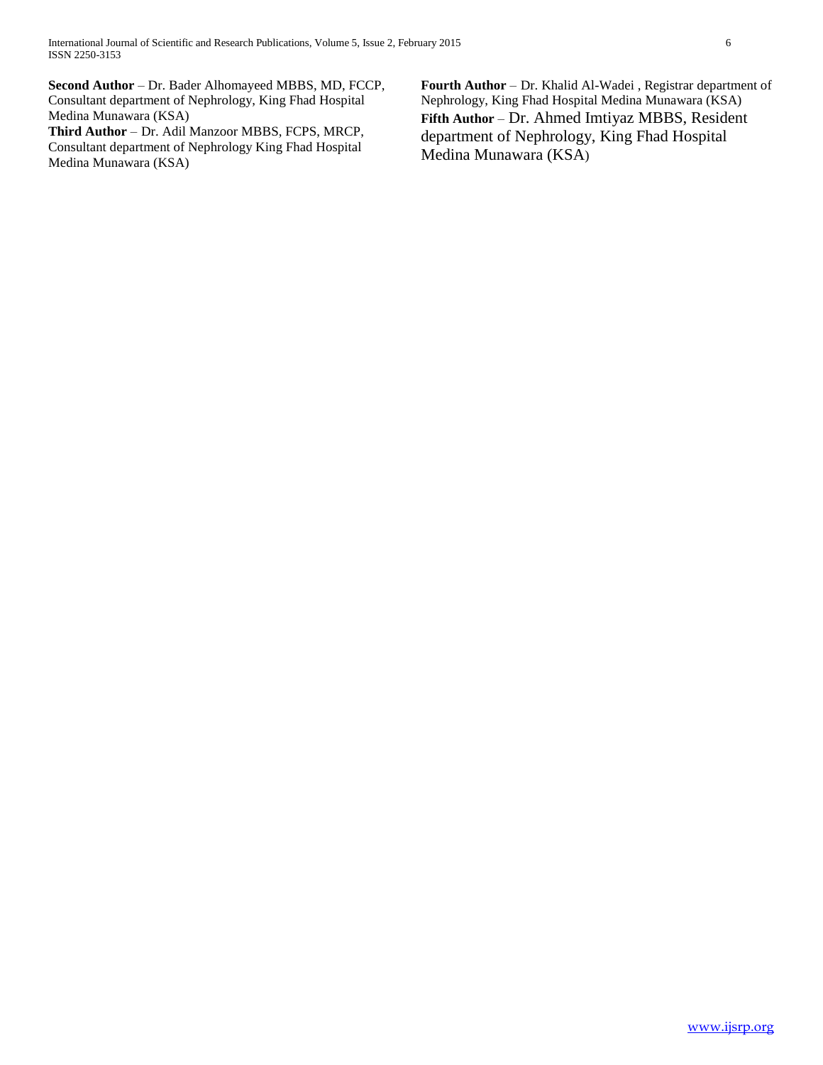**Second Author** – Dr. Bader Alhomayeed MBBS, MD, FCCP, Consultant department of Nephrology, King Fhad Hospital Medina Munawara (KSA)

**Third Author** – Dr. Adil Manzoor MBBS, FCPS, MRCP, Consultant department of Nephrology King Fhad Hospital Medina Munawara (KSA)

**Fourth Author** – Dr. Khalid Al-Wadei , Registrar department of Nephrology, King Fhad Hospital Medina Munawara (KSA)

**Fifth Author** – Dr. Ahmed Imtiyaz MBBS, Resident department of Nephrology, King Fhad Hospital Medina Munawara (KSA)